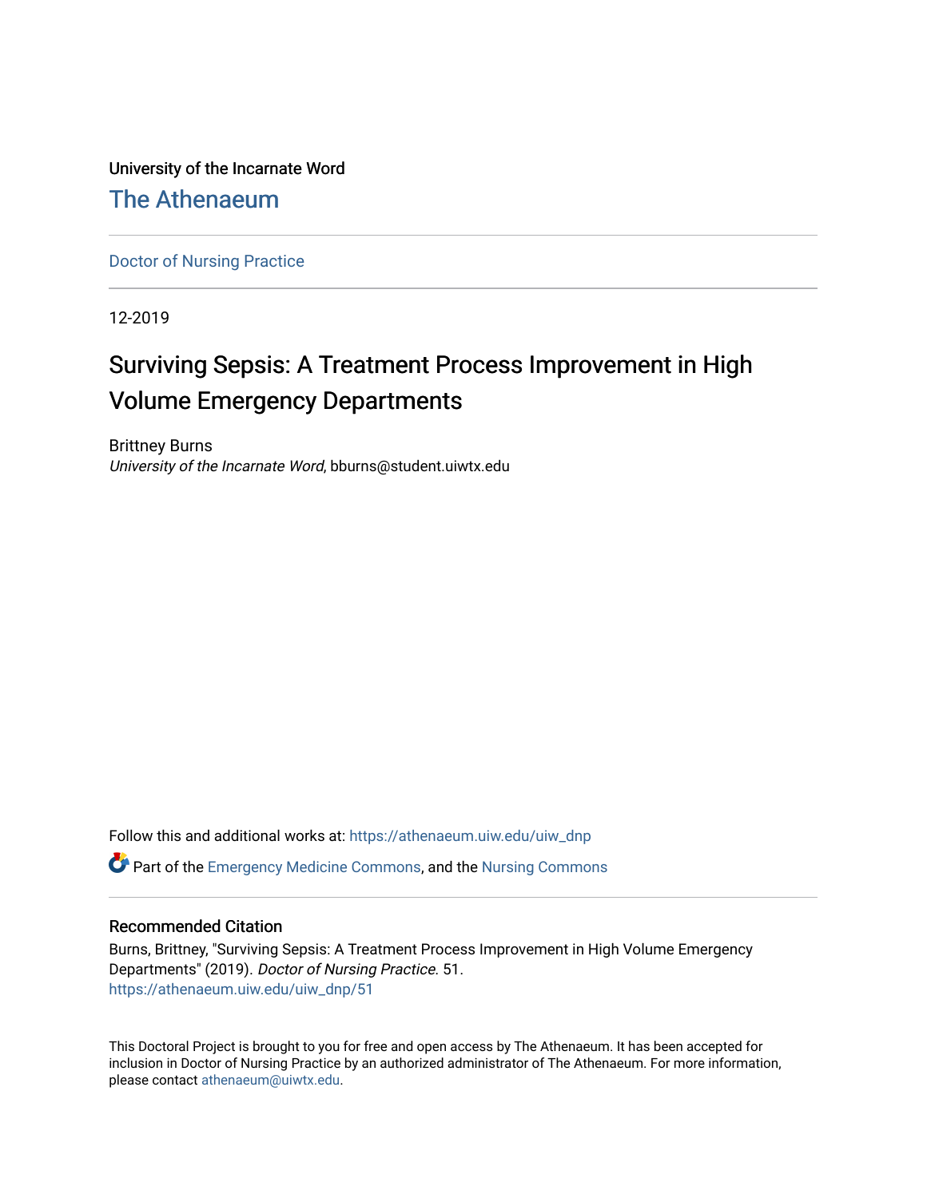University of the Incarnate Word

## The Athenaeum

Doctor of Nursing Practice

12-2019

# Surviving Sepsis: A Treatment Process Improvement in High Volume Emergency Departments

Brittney Burns
*University of the Incarnate Word*, bburns@student.uiwtx.edu

Follow this and additional works at: https://athenaeum.uiw.edu/uiw_dnp

Part of the Emergency Medicine Commons, and the Nursing Commons

### Recommended Citation

Burns, Brittney, "Surviving Sepsis: A Treatment Process Improvement in High Volume Emergency Departments" (2019). *Doctor of Nursing Practice*. 51.
https://athenaeum.uiw.edu/uiw_dnp/51

This Doctoral Project is brought to you for free and open access by The Athenaeum. It has been accepted for inclusion in Doctor of Nursing Practice by an authorized administrator of The Athenaeum. For more information, please contact athenaeum@uiwtx.edu.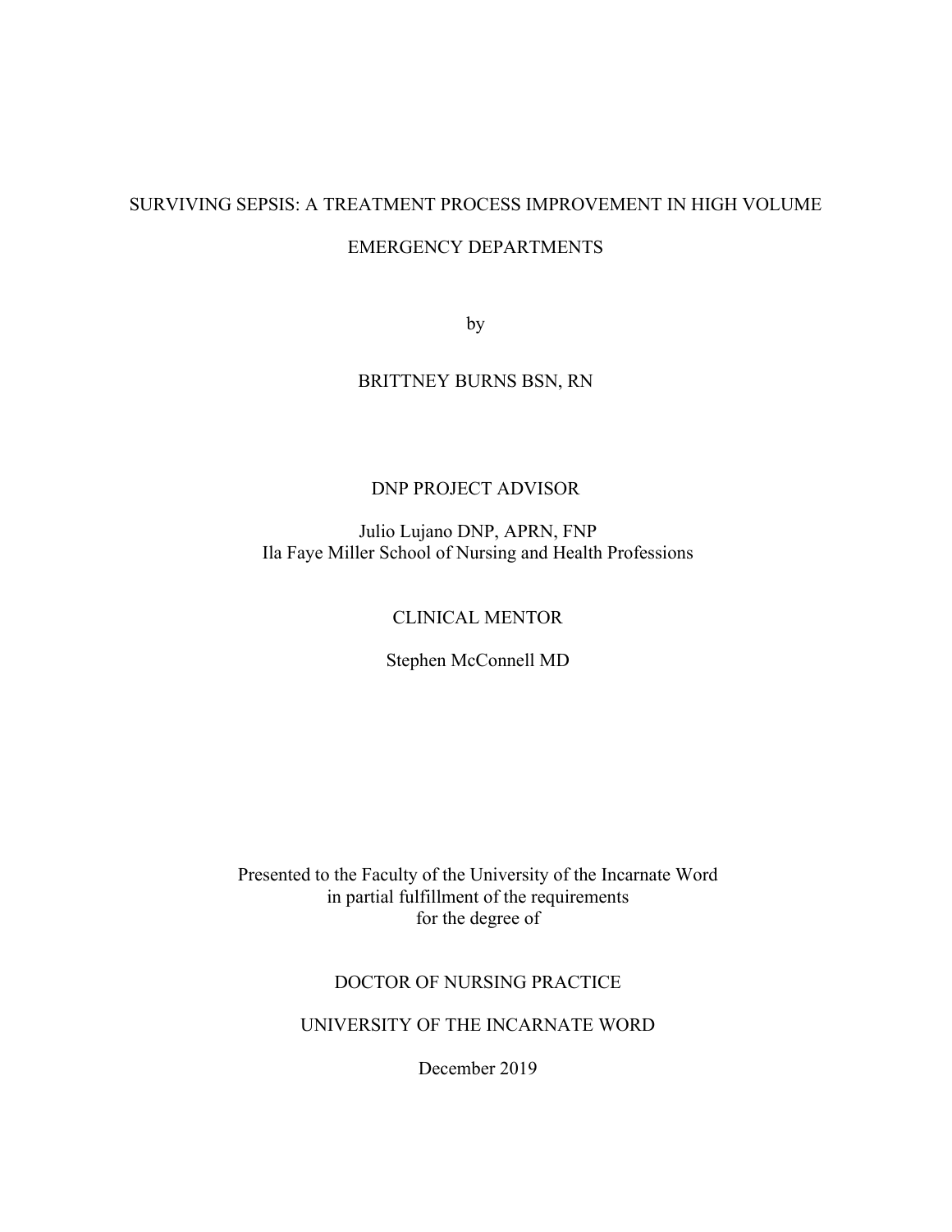# SURVIVING SEPSIS: A TREATMENT PROCESS IMPROVEMENT IN HIGH VOLUME EMERGENCY DEPARTMENTS

by

BRITTNEY BURNS BSN, RN

DNP PROJECT ADVISOR

Julio Lujano DNP, APRN, FNP
Ila Faye Miller School of Nursing and Health Professions

CLINICAL MENTOR

Stephen McConnell MD

Presented to the Faculty of the University of the Incarnate Word
in partial fulfillment of the requirements
for the degree of

DOCTOR OF NURSING PRACTICE

UNIVERSITY OF THE INCARNATE WORD

December 2019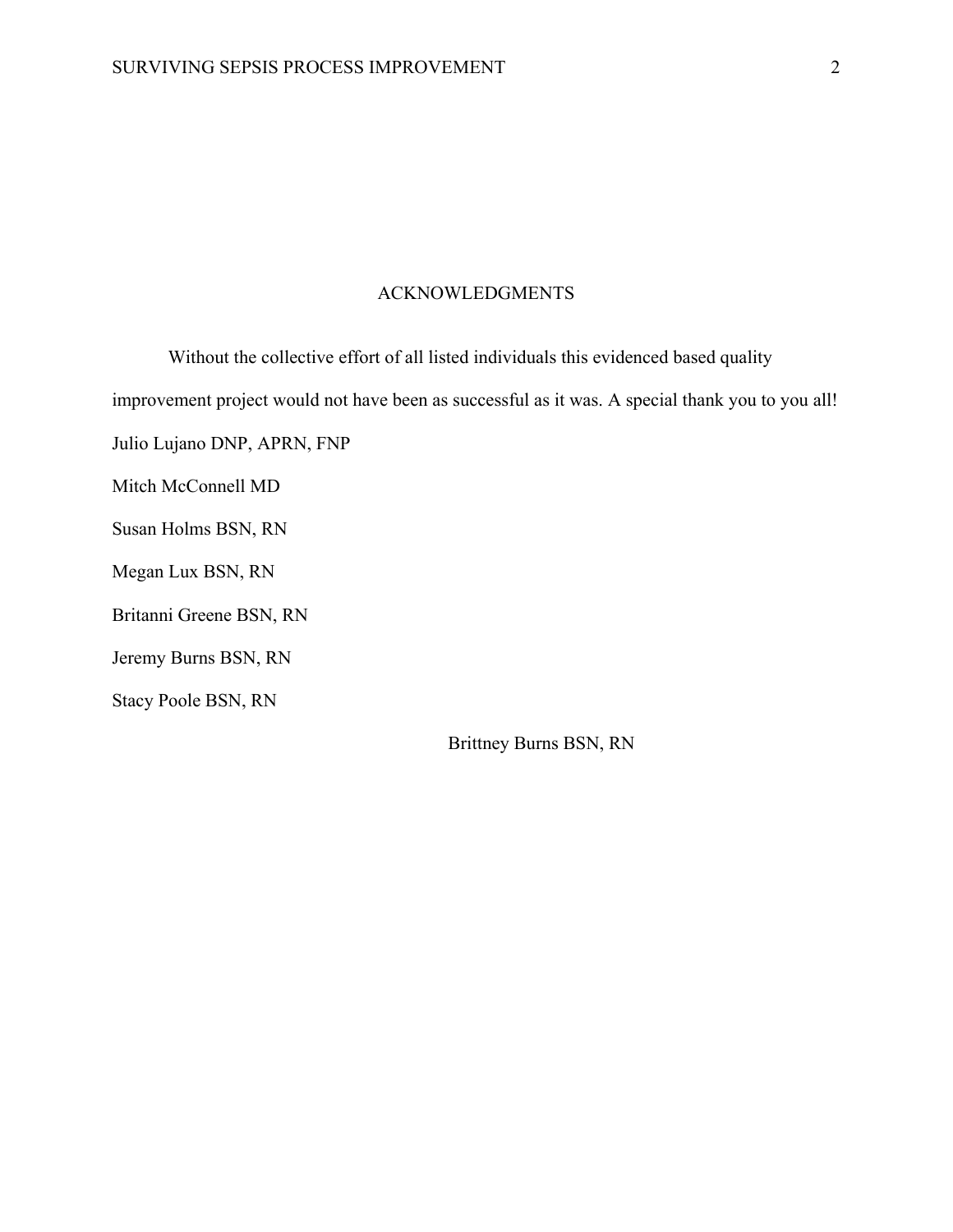## ACKNOWLEDGMENTS

Without the collective effort of all listed individuals this evidenced based quality improvement project would not have been as successful as it was. A special thank you to you all!

Julio Lujano DNP, APRN, FNP

Mitch McConnell MD

Susan Holms BSN, RN

Megan Lux BSN, RN

Britanni Greene BSN, RN

Jeremy Burns BSN, RN

Stacy Poole BSN, RN

Brittney Burns BSN, RN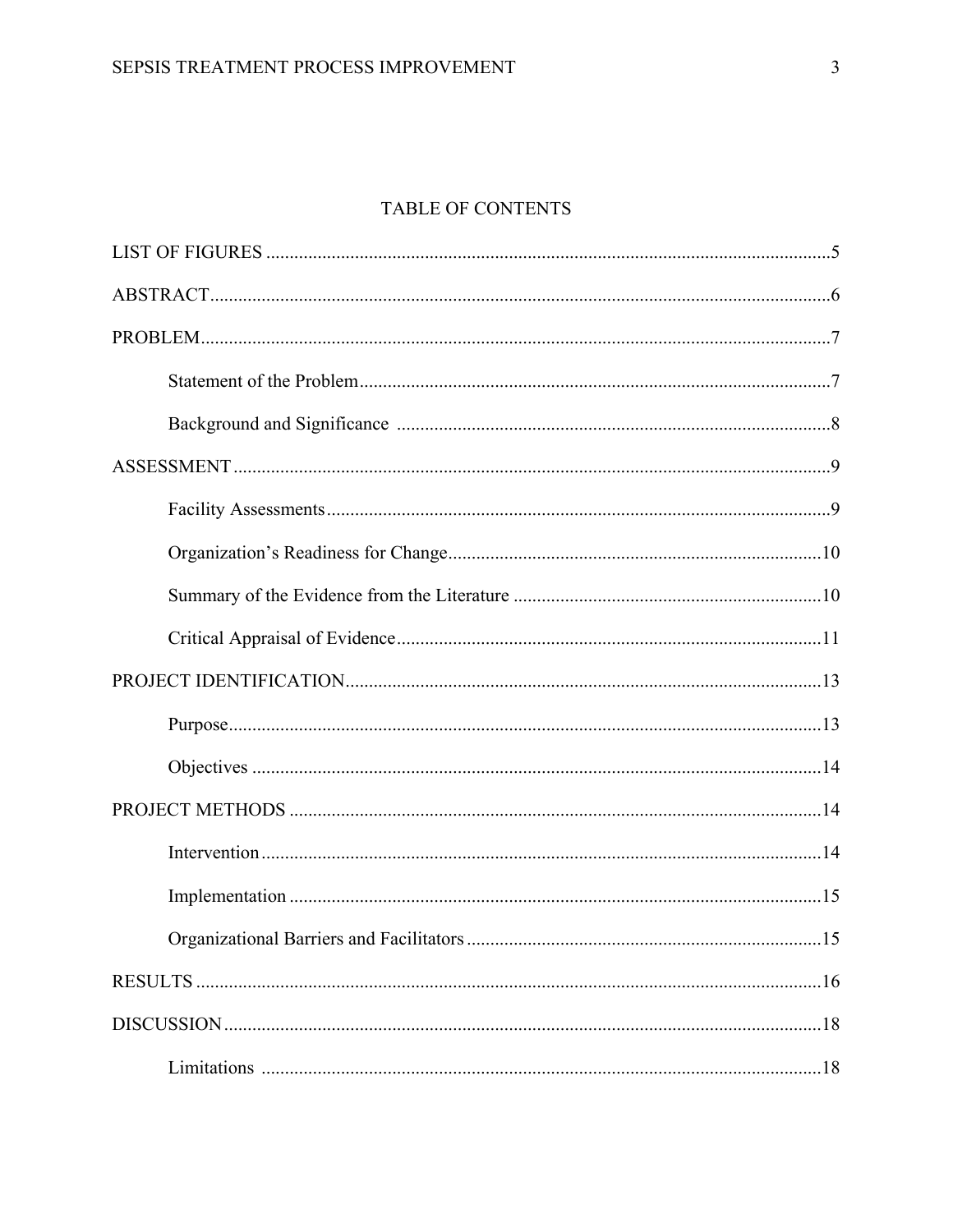# TABLE OF CONTENTS

LIST OF FIGURES ........................................................................................................................5

ABSTRACT....................................................................................................................................6

PROBLEM......................................................................................................................................7

- Statement of the Problem....................................................................................................7
- Background and Significance ............................................................................................8

ASSESSMENT ...............................................................................................................................9

- Facility Assessments...........................................................................................................9
- Organization's Readiness for Change...............................................................................10
- Summary of the Evidence from the Literature .................................................................10
- Critical Appraisal of Evidence..........................................................................................11

PROJECT IDENTIFICATION.....................................................................................................13

- Purpose..............................................................................................................................13
- Objectives .........................................................................................................................14

PROJECT METHODS .................................................................................................................14

- Intervention.......................................................................................................................14
- Implementation .................................................................................................................15
- Organizational Barriers and Facilitators ...........................................................................15

RESULTS .....................................................................................................................................16

DISCUSSION...............................................................................................................................18

- Limitations .......................................................................................................................18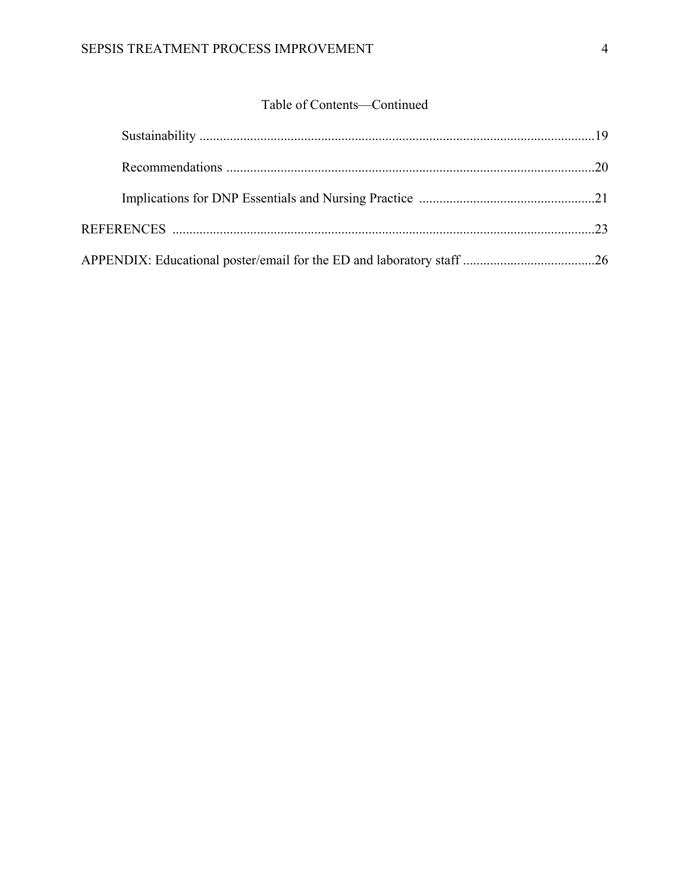Table of Contents—Continued

Sustainability ....................................................................................................................19

Recommendations ............................................................................................................20

Implications for DNP Essentials and Nursing Practice ....................................................21

REFERENCES ............................................................................................................................23

APPENDIX: Educational poster/email for the ED and laboratory staff .......................................26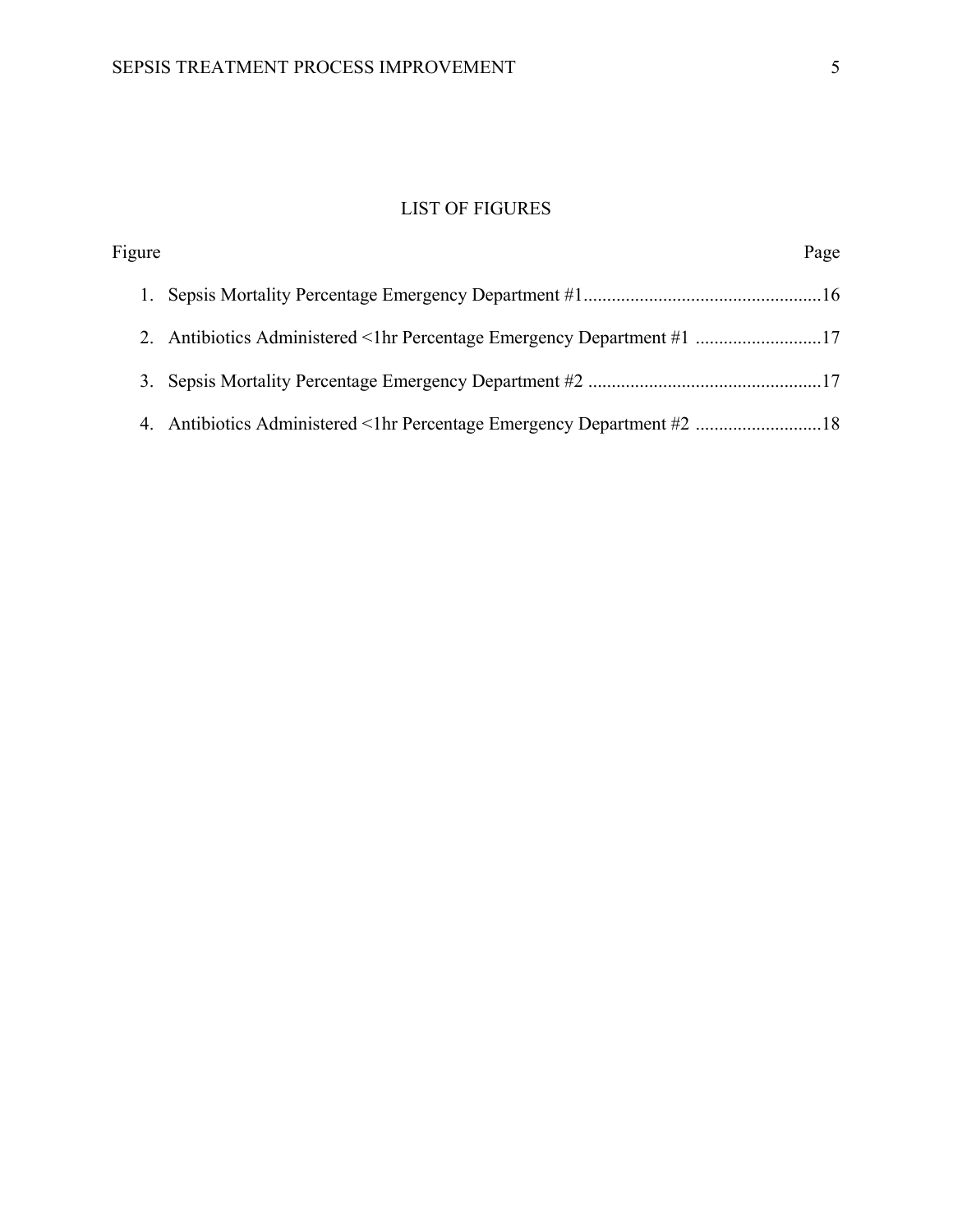# LIST OF FIGURES

| Figure | Page |
| --- | --- |
| 1. Sepsis Mortality Percentage Emergency Department #1 | 16 |
| 2. Antibiotics Administered <1hr Percentage Emergency Department #1 | 17 |
| 3. Sepsis Mortality Percentage Emergency Department #2 | 17 |
| 4. Antibiotics Administered <1hr Percentage Emergency Department #2 | 18 |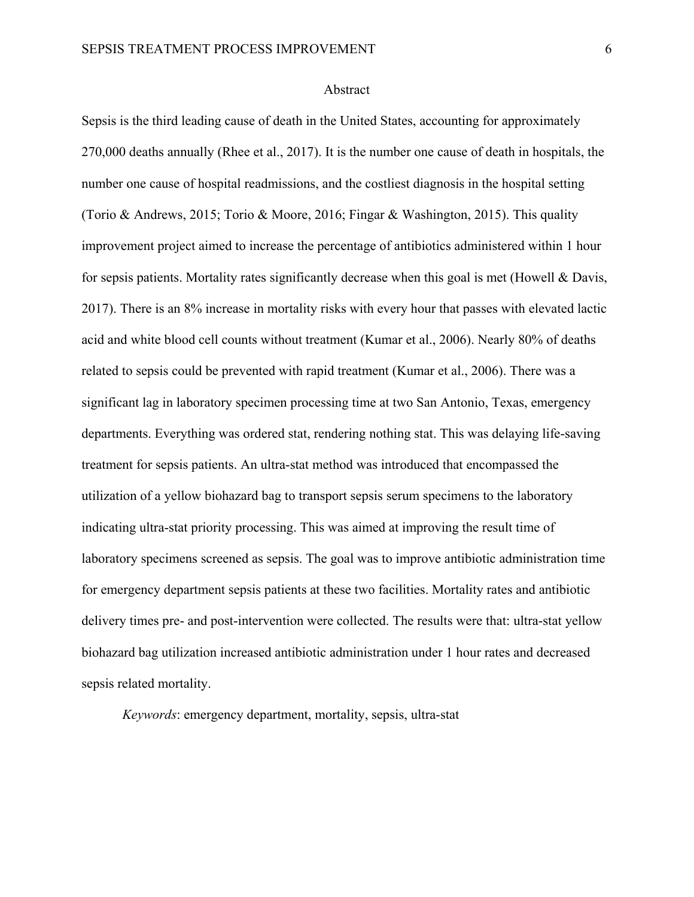# Abstract

Sepsis is the third leading cause of death in the United States, accounting for approximately 270,000 deaths annually (Rhee et al., 2017). It is the number one cause of death in hospitals, the number one cause of hospital readmissions, and the costliest diagnosis in the hospital setting (Torio & Andrews, 2015; Torio & Moore, 2016; Fingar & Washington, 2015). This quality improvement project aimed to increase the percentage of antibiotics administered within 1 hour for sepsis patients. Mortality rates significantly decrease when this goal is met (Howell & Davis, 2017). There is an 8% increase in mortality risks with every hour that passes with elevated lactic acid and white blood cell counts without treatment (Kumar et al., 2006). Nearly 80% of deaths related to sepsis could be prevented with rapid treatment (Kumar et al., 2006). There was a significant lag in laboratory specimen processing time at two San Antonio, Texas, emergency departments. Everything was ordered stat, rendering nothing stat. This was delaying life-saving treatment for sepsis patients. An ultra-stat method was introduced that encompassed the utilization of a yellow biohazard bag to transport sepsis serum specimens to the laboratory indicating ultra-stat priority processing. This was aimed at improving the result time of laboratory specimens screened as sepsis. The goal was to improve antibiotic administration time for emergency department sepsis patients at these two facilities. Mortality rates and antibiotic delivery times pre- and post-intervention were collected. The results were that: ultra-stat yellow biohazard bag utilization increased antibiotic administration under 1 hour rates and decreased sepsis related mortality.

*Keywords*: emergency department, mortality, sepsis, ultra-stat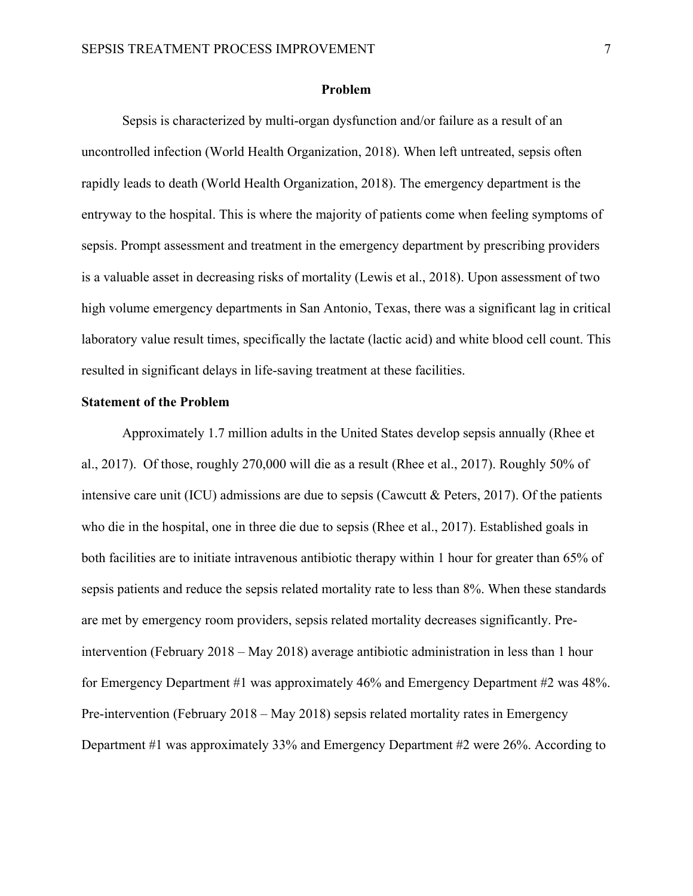## Problem

Sepsis is characterized by multi-organ dysfunction and/or failure as a result of an uncontrolled infection (World Health Organization, 2018). When left untreated, sepsis often rapidly leads to death (World Health Organization, 2018). The emergency department is the entryway to the hospital. This is where the majority of patients come when feeling symptoms of sepsis. Prompt assessment and treatment in the emergency department by prescribing providers is a valuable asset in decreasing risks of mortality (Lewis et al., 2018). Upon assessment of two high volume emergency departments in San Antonio, Texas, there was a significant lag in critical laboratory value result times, specifically the lactate (lactic acid) and white blood cell count. This resulted in significant delays in life-saving treatment at these facilities.

### Statement of the Problem

Approximately 1.7 million adults in the United States develop sepsis annually (Rhee et al., 2017). Of those, roughly 270,000 will die as a result (Rhee et al., 2017). Roughly 50% of intensive care unit (ICU) admissions are due to sepsis (Cawcutt & Peters, 2017). Of the patients who die in the hospital, one in three die due to sepsis (Rhee et al., 2017). Established goals in both facilities are to initiate intravenous antibiotic therapy within 1 hour for greater than 65% of sepsis patients and reduce the sepsis related mortality rate to less than 8%. When these standards are met by emergency room providers, sepsis related mortality decreases significantly. Pre-intervention (February 2018 – May 2018) average antibiotic administration in less than 1 hour for Emergency Department #1 was approximately 46% and Emergency Department #2 was 48%. Pre-intervention (February 2018 – May 2018) sepsis related mortality rates in Emergency Department #1 was approximately 33% and Emergency Department #2 were 26%. According to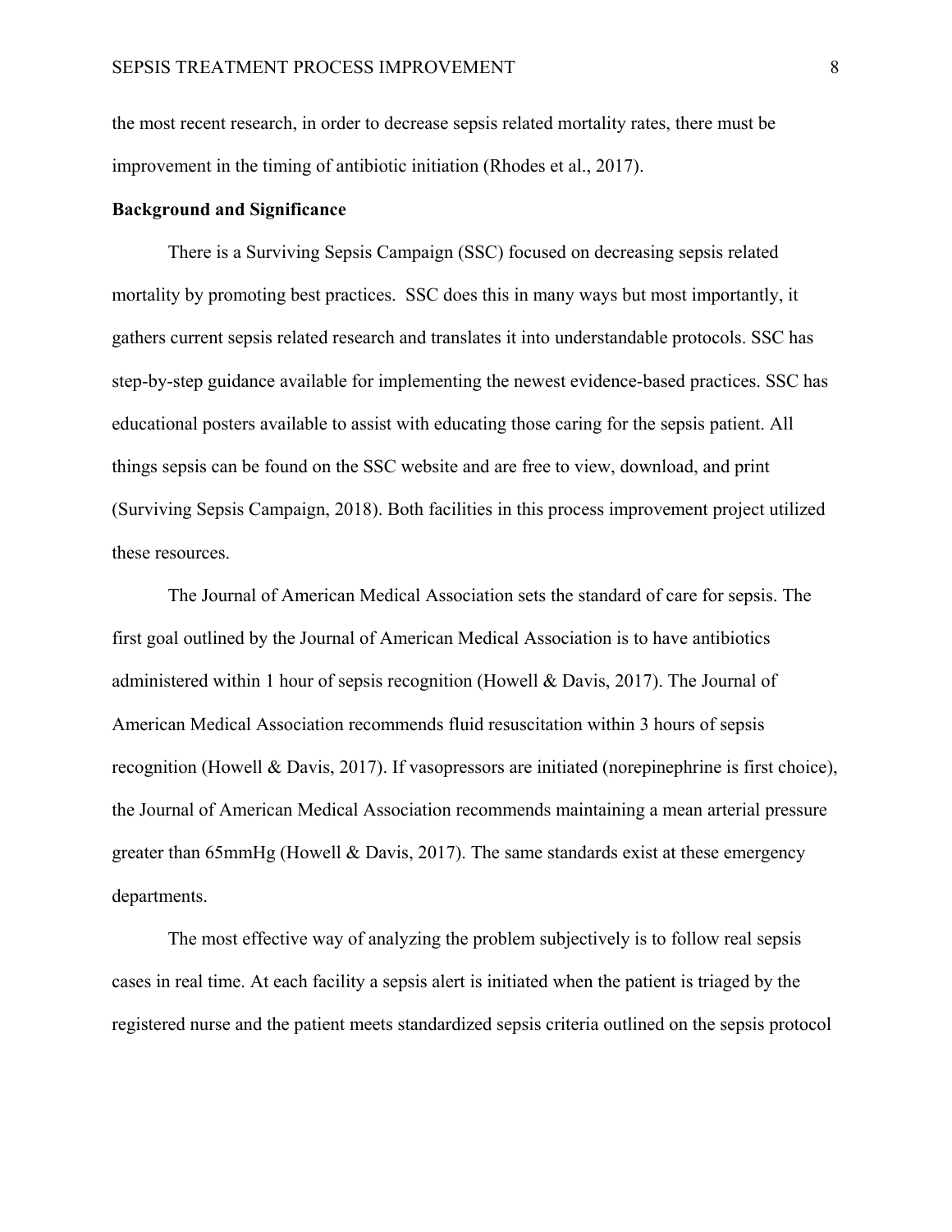the most recent research, in order to decrease sepsis related mortality rates, there must be improvement in the timing of antibiotic initiation (Rhodes et al., 2017).

**Background and Significance**

There is a Surviving Sepsis Campaign (SSC) focused on decreasing sepsis related mortality by promoting best practices. SSC does this in many ways but most importantly, it gathers current sepsis related research and translates it into understandable protocols. SSC has step-by-step guidance available for implementing the newest evidence-based practices. SSC has educational posters available to assist with educating those caring for the sepsis patient. All things sepsis can be found on the SSC website and are free to view, download, and print (Surviving Sepsis Campaign, 2018). Both facilities in this process improvement project utilized these resources.

The Journal of American Medical Association sets the standard of care for sepsis. The first goal outlined by the Journal of American Medical Association is to have antibiotics administered within 1 hour of sepsis recognition (Howell & Davis, 2017). The Journal of American Medical Association recommends fluid resuscitation within 3 hours of sepsis recognition (Howell & Davis, 2017). If vasopressors are initiated (norepinephrine is first choice), the Journal of American Medical Association recommends maintaining a mean arterial pressure greater than 65mmHg (Howell & Davis, 2017). The same standards exist at these emergency departments.

The most effective way of analyzing the problem subjectively is to follow real sepsis cases in real time. At each facility a sepsis alert is initiated when the patient is triaged by the registered nurse and the patient meets standardized sepsis criteria outlined on the sepsis protocol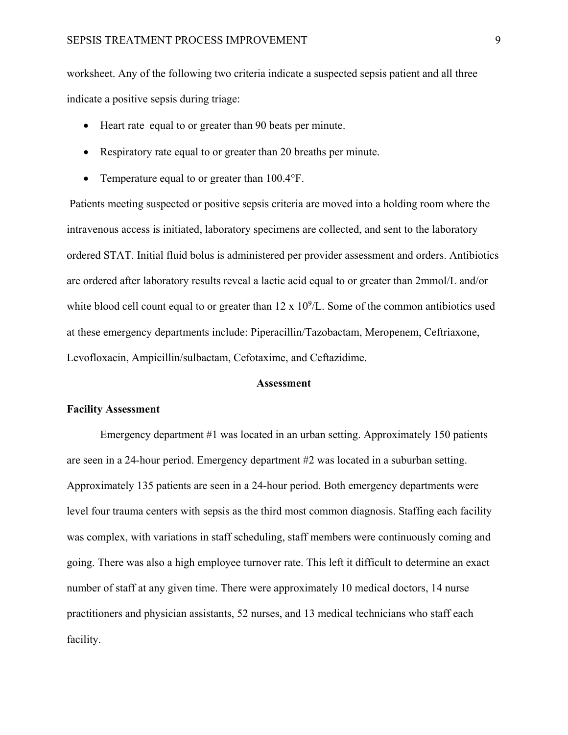worksheet. Any of the following two criteria indicate a suspected sepsis patient and all three indicate a positive sepsis during triage:

- Heart rate equal to or greater than 90 beats per minute.
- Respiratory rate equal to or greater than 20 breaths per minute.
- Temperature equal to or greater than 100.4°F.

Patients meeting suspected or positive sepsis criteria are moved into a holding room where the intravenous access is initiated, laboratory specimens are collected, and sent to the laboratory ordered STAT. Initial fluid bolus is administered per provider assessment and orders. Antibiotics are ordered after laboratory results reveal a lactic acid equal to or greater than 2mmol/L and/or white blood cell count equal to or greater than $12 \times 10^9$/L. Some of the common antibiotics used at these emergency departments include: Piperacillin/Tazobactam, Meropenem, Ceftriaxone, Levofloxacin, Ampicillin/sulbactam, Cefotaxime, and Ceftazidime.

## Assessment

### Facility Assessment

Emergency department #1 was located in an urban setting. Approximately 150 patients are seen in a 24-hour period. Emergency department #2 was located in a suburban setting. Approximately 135 patients are seen in a 24-hour period. Both emergency departments were level four trauma centers with sepsis as the third most common diagnosis. Staffing each facility was complex, with variations in staff scheduling, staff members were continuously coming and going. There was also a high employee turnover rate. This left it difficult to determine an exact number of staff at any given time. There were approximately 10 medical doctors, 14 nurse practitioners and physician assistants, 52 nurses, and 13 medical technicians who staff each facility.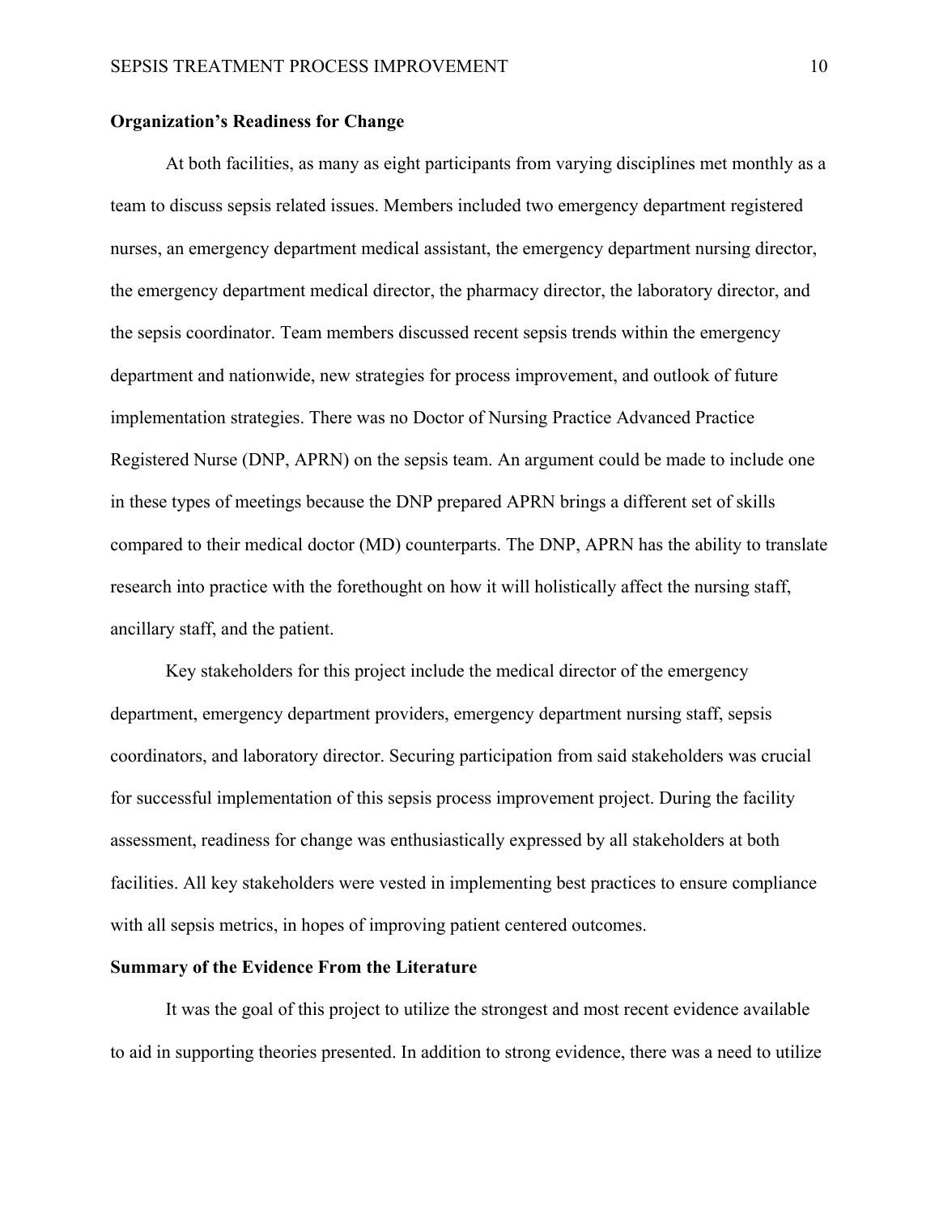**Organization's Readiness for Change**

At both facilities, as many as eight participants from varying disciplines met monthly as a team to discuss sepsis related issues. Members included two emergency department registered nurses, an emergency department medical assistant, the emergency department nursing director, the emergency department medical director, the pharmacy director, the laboratory director, and the sepsis coordinator. Team members discussed recent sepsis trends within the emergency department and nationwide, new strategies for process improvement, and outlook of future implementation strategies. There was no Doctor of Nursing Practice Advanced Practice Registered Nurse (DNP, APRN) on the sepsis team. An argument could be made to include one in these types of meetings because the DNP prepared APRN brings a different set of skills compared to their medical doctor (MD) counterparts. The DNP, APRN has the ability to translate research into practice with the forethought on how it will holistically affect the nursing staff, ancillary staff, and the patient.

Key stakeholders for this project include the medical director of the emergency department, emergency department providers, emergency department nursing staff, sepsis coordinators, and laboratory director. Securing participation from said stakeholders was crucial for successful implementation of this sepsis process improvement project. During the facility assessment, readiness for change was enthusiastically expressed by all stakeholders at both facilities. All key stakeholders were vested in implementing best practices to ensure compliance with all sepsis metrics, in hopes of improving patient centered outcomes.

**Summary of the Evidence From the Literature**

It was the goal of this project to utilize the strongest and most recent evidence available to aid in supporting theories presented. In addition to strong evidence, there was a need to utilize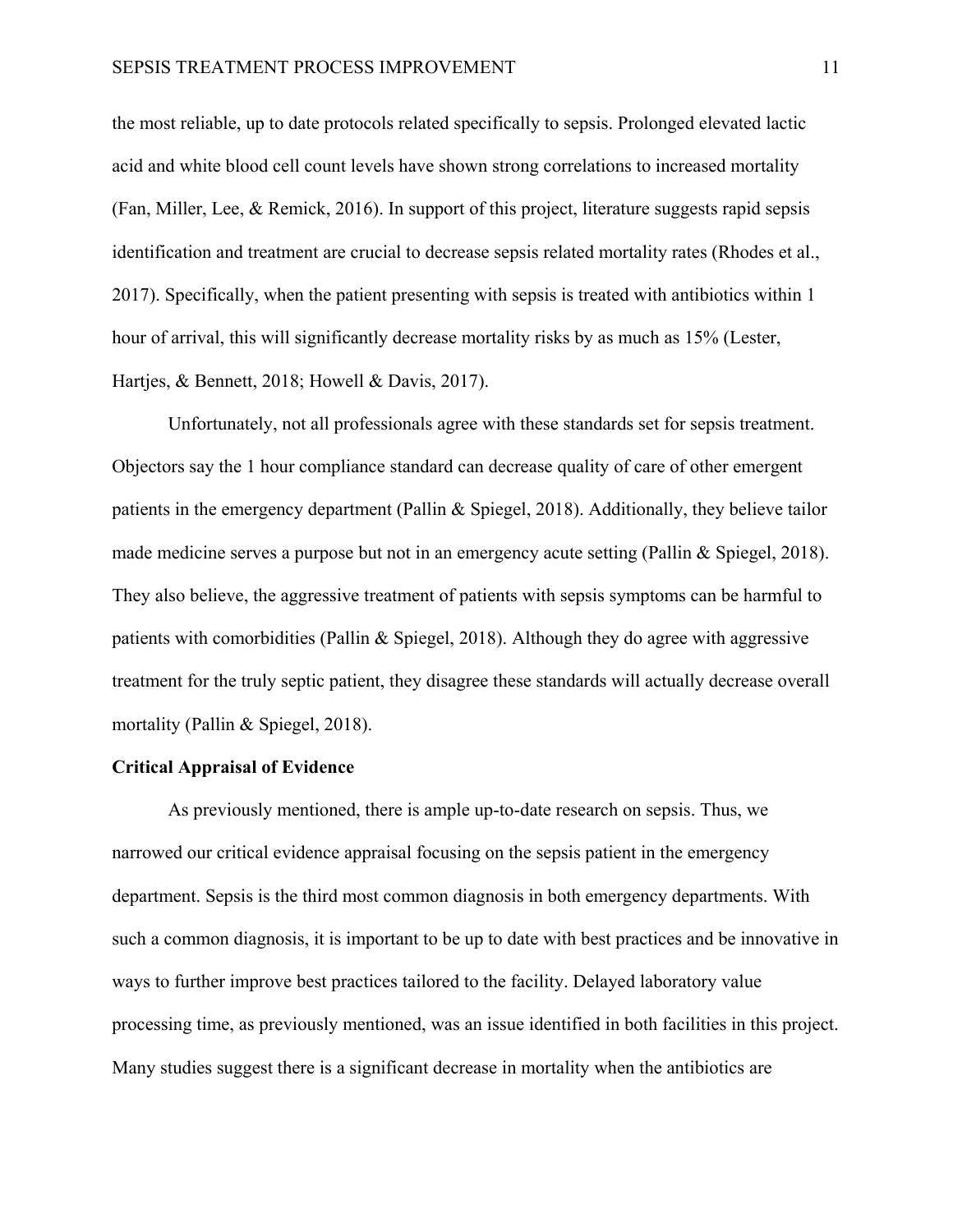the most reliable, up to date protocols related specifically to sepsis. Prolonged elevated lactic acid and white blood cell count levels have shown strong correlations to increased mortality (Fan, Miller, Lee, & Remick, 2016). In support of this project, literature suggests rapid sepsis identification and treatment are crucial to decrease sepsis related mortality rates (Rhodes et al., 2017). Specifically, when the patient presenting with sepsis is treated with antibiotics within 1 hour of arrival, this will significantly decrease mortality risks by as much as 15% (Lester, Hartjes, & Bennett, 2018; Howell & Davis, 2017).

Unfortunately, not all professionals agree with these standards set for sepsis treatment. Objectors say the 1 hour compliance standard can decrease quality of care of other emergent patients in the emergency department (Pallin & Spiegel, 2018). Additionally, they believe tailor made medicine serves a purpose but not in an emergency acute setting (Pallin & Spiegel, 2018). They also believe, the aggressive treatment of patients with sepsis symptoms can be harmful to patients with comorbidities (Pallin & Spiegel, 2018). Although they do agree with aggressive treatment for the truly septic patient, they disagree these standards will actually decrease overall mortality (Pallin & Spiegel, 2018).

**Critical Appraisal of Evidence**

As previously mentioned, there is ample up-to-date research on sepsis. Thus, we narrowed our critical evidence appraisal focusing on the sepsis patient in the emergency department. Sepsis is the third most common diagnosis in both emergency departments. With such a common diagnosis, it is important to be up to date with best practices and be innovative in ways to further improve best practices tailored to the facility. Delayed laboratory value processing time, as previously mentioned, was an issue identified in both facilities in this project. Many studies suggest there is a significant decrease in mortality when the antibiotics are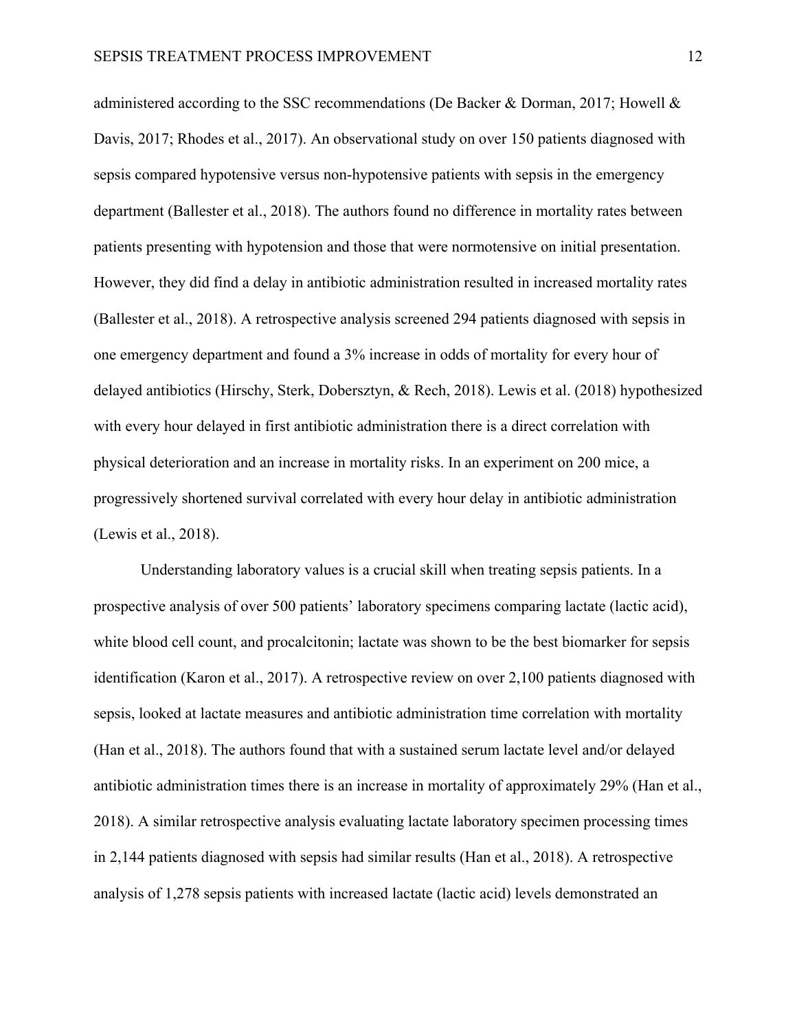administered according to the SSC recommendations (De Backer & Dorman, 2017; Howell & Davis, 2017; Rhodes et al., 2017). An observational study on over 150 patients diagnosed with sepsis compared hypotensive versus non-hypotensive patients with sepsis in the emergency department (Ballester et al., 2018). The authors found no difference in mortality rates between patients presenting with hypotension and those that were normotensive on initial presentation. However, they did find a delay in antibiotic administration resulted in increased mortality rates (Ballester et al., 2018). A retrospective analysis screened 294 patients diagnosed with sepsis in one emergency department and found a 3% increase in odds of mortality for every hour of delayed antibiotics (Hirschy, Sterk, Dobersztyn, & Rech, 2018). Lewis et al. (2018) hypothesized with every hour delayed in first antibiotic administration there is a direct correlation with physical deterioration and an increase in mortality risks. In an experiment on 200 mice, a progressively shortened survival correlated with every hour delay in antibiotic administration (Lewis et al., 2018).

Understanding laboratory values is a crucial skill when treating sepsis patients. In a prospective analysis of over 500 patients' laboratory specimens comparing lactate (lactic acid), white blood cell count, and procalcitonin; lactate was shown to be the best biomarker for sepsis identification (Karon et al., 2017). A retrospective review on over 2,100 patients diagnosed with sepsis, looked at lactate measures and antibiotic administration time correlation with mortality (Han et al., 2018). The authors found that with a sustained serum lactate level and/or delayed antibiotic administration times there is an increase in mortality of approximately 29% (Han et al., 2018). A similar retrospective analysis evaluating lactate laboratory specimen processing times in 2,144 patients diagnosed with sepsis had similar results (Han et al., 2018). A retrospective analysis of 1,278 sepsis patients with increased lactate (lactic acid) levels demonstrated an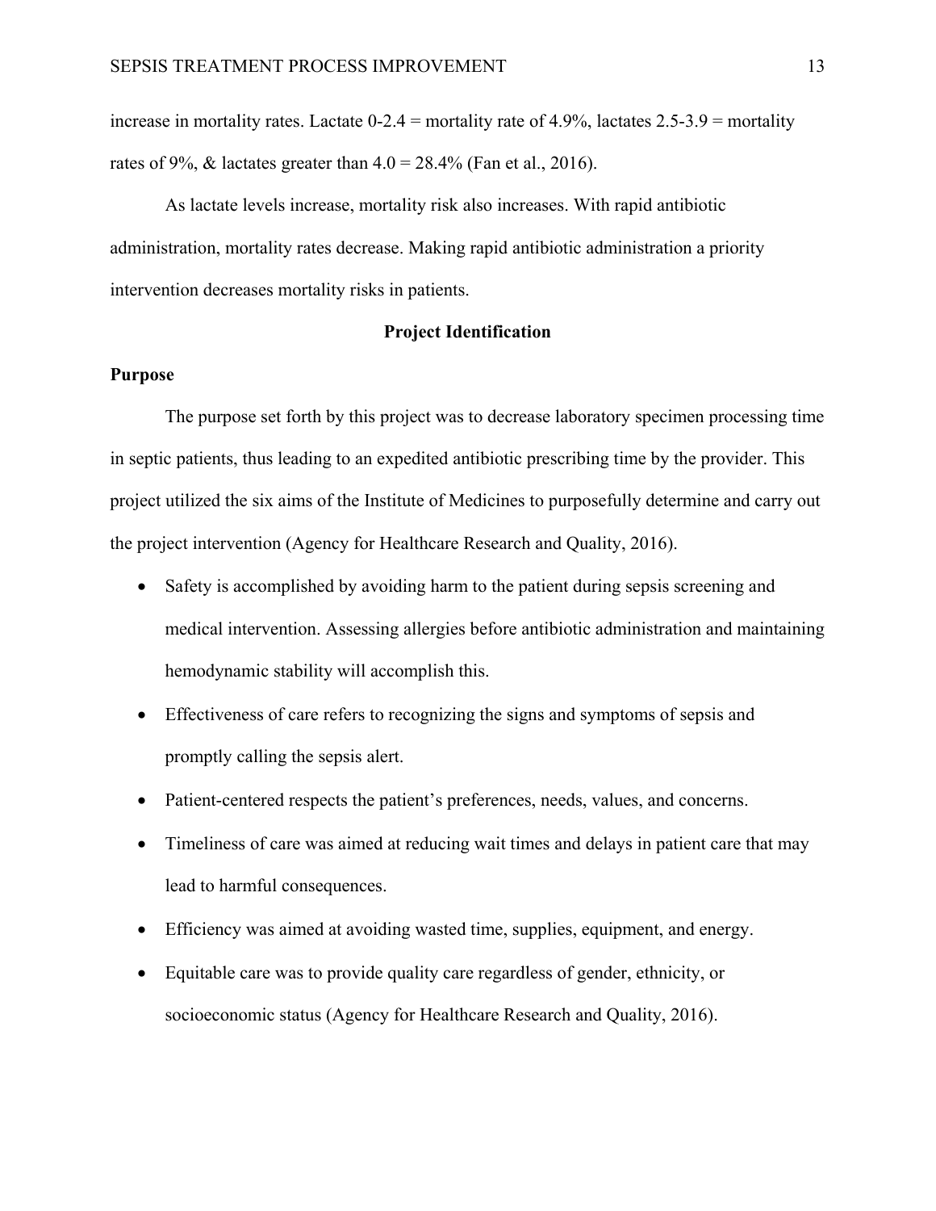increase in mortality rates. Lactate 0-2.4 = mortality rate of 4.9%, lactates 2.5-3.9 = mortality rates of 9%, & lactates greater than 4.0 = 28.4% (Fan et al., 2016).

As lactate levels increase, mortality risk also increases. With rapid antibiotic administration, mortality rates decrease. Making rapid antibiotic administration a priority intervention decreases mortality risks in patients.

## Project Identification

### Purpose

The purpose set forth by this project was to decrease laboratory specimen processing time in septic patients, thus leading to an expedited antibiotic prescribing time by the provider. This project utilized the six aims of the Institute of Medicines to purposefully determine and carry out the project intervention (Agency for Healthcare Research and Quality, 2016).

- Safety is accomplished by avoiding harm to the patient during sepsis screening and medical intervention. Assessing allergies before antibiotic administration and maintaining hemodynamic stability will accomplish this.
- Effectiveness of care refers to recognizing the signs and symptoms of sepsis and promptly calling the sepsis alert.
- Patient-centered respects the patient's preferences, needs, values, and concerns.
- Timeliness of care was aimed at reducing wait times and delays in patient care that may lead to harmful consequences.
- Efficiency was aimed at avoiding wasted time, supplies, equipment, and energy.
- Equitable care was to provide quality care regardless of gender, ethnicity, or socioeconomic status (Agency for Healthcare Research and Quality, 2016).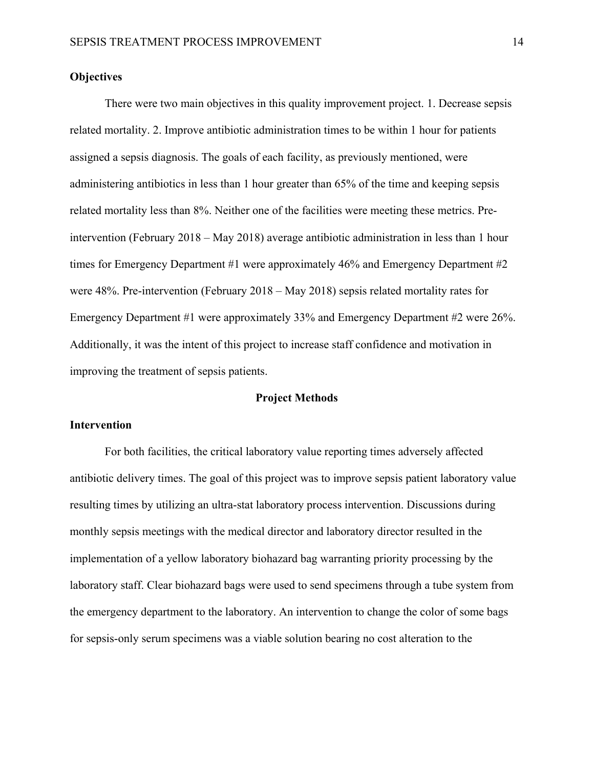**Objectives**

There were two main objectives in this quality improvement project. 1. Decrease sepsis related mortality. 2. Improve antibiotic administration times to be within 1 hour for patients assigned a sepsis diagnosis. The goals of each facility, as previously mentioned, were administering antibiotics in less than 1 hour greater than 65% of the time and keeping sepsis related mortality less than 8%. Neither one of the facilities were meeting these metrics. Pre-intervention (February 2018 – May 2018) average antibiotic administration in less than 1 hour times for Emergency Department #1 were approximately 46% and Emergency Department #2 were 48%. Pre-intervention (February 2018 – May 2018) sepsis related mortality rates for Emergency Department #1 were approximately 33% and Emergency Department #2 were 26%. Additionally, it was the intent of this project to increase staff confidence and motivation in improving the treatment of sepsis patients.

## Project Methods

**Intervention**

For both facilities, the critical laboratory value reporting times adversely affected antibiotic delivery times. The goal of this project was to improve sepsis patient laboratory value resulting times by utilizing an ultra-stat laboratory process intervention. Discussions during monthly sepsis meetings with the medical director and laboratory director resulted in the implementation of a yellow laboratory biohazard bag warranting priority processing by the laboratory staff. Clear biohazard bags were used to send specimens through a tube system from the emergency department to the laboratory. An intervention to change the color of some bags for sepsis-only serum specimens was a viable solution bearing no cost alteration to the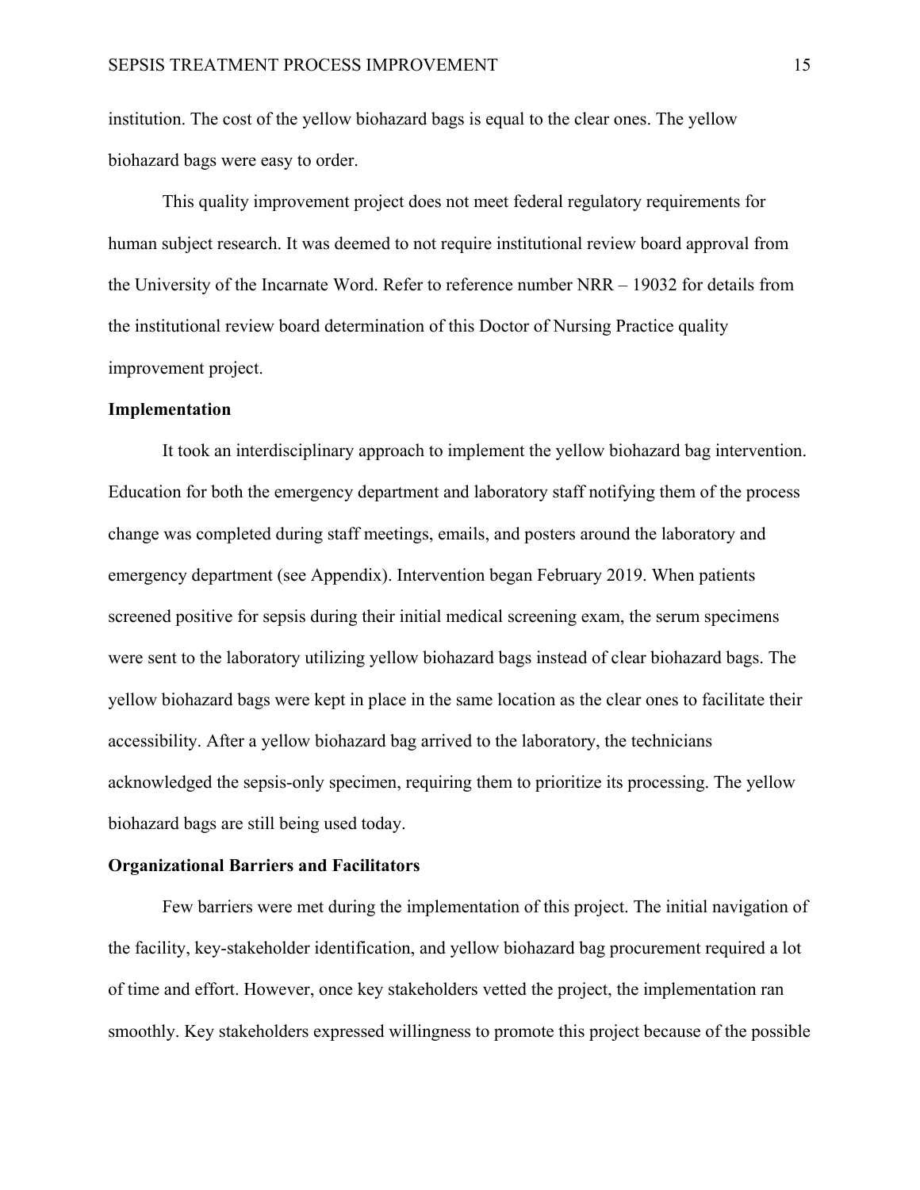institution. The cost of the yellow biohazard bags is equal to the clear ones. The yellow biohazard bags were easy to order.

This quality improvement project does not meet federal regulatory requirements for human subject research. It was deemed to not require institutional review board approval from the University of the Incarnate Word. Refer to reference number NRR – 19032 for details from the institutional review board determination of this Doctor of Nursing Practice quality improvement project.

## Implementation

It took an interdisciplinary approach to implement the yellow biohazard bag intervention. Education for both the emergency department and laboratory staff notifying them of the process change was completed during staff meetings, emails, and posters around the laboratory and emergency department (see Appendix). Intervention began February 2019. When patients screened positive for sepsis during their initial medical screening exam, the serum specimens were sent to the laboratory utilizing yellow biohazard bags instead of clear biohazard bags. The yellow biohazard bags were kept in place in the same location as the clear ones to facilitate their accessibility. After a yellow biohazard bag arrived to the laboratory, the technicians acknowledged the sepsis-only specimen, requiring them to prioritize its processing. The yellow biohazard bags are still being used today.

## Organizational Barriers and Facilitators

Few barriers were met during the implementation of this project. The initial navigation of the facility, key-stakeholder identification, and yellow biohazard bag procurement required a lot of time and effort. However, once key stakeholders vetted the project, the implementation ran smoothly. Key stakeholders expressed willingness to promote this project because of the possible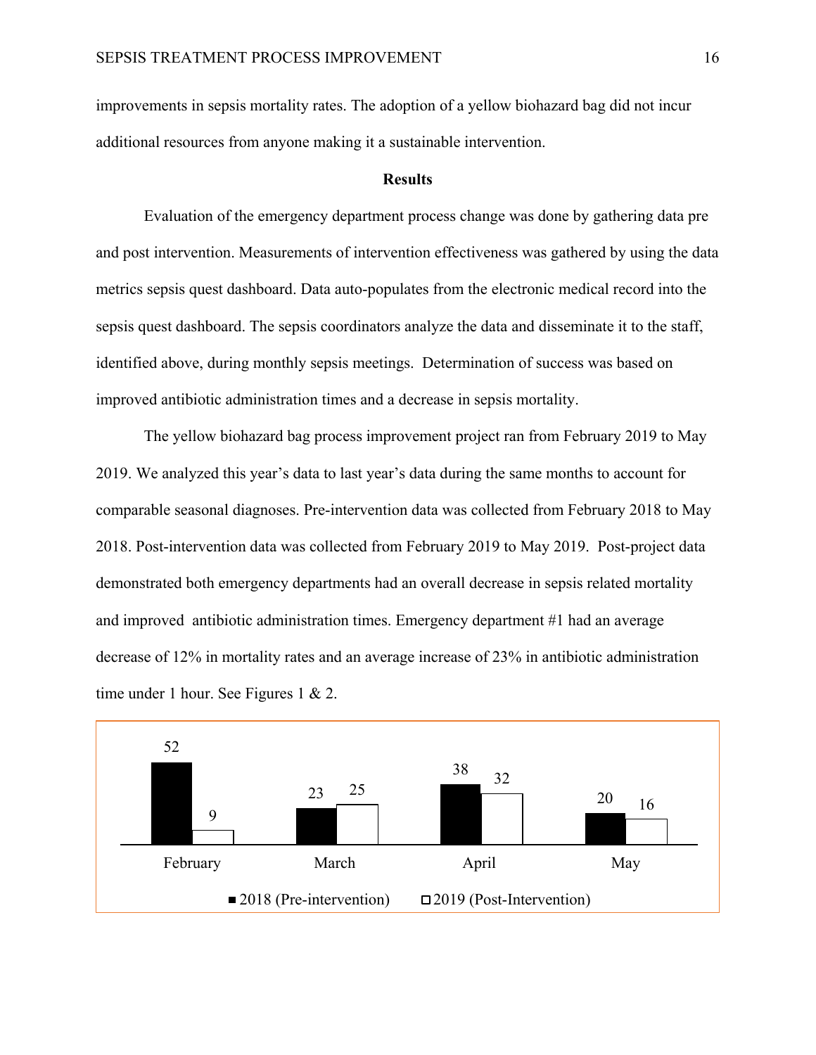improvements in sepsis mortality rates. The adoption of a yellow biohazard bag did not incur additional resources from anyone making it a sustainable intervention.

## Results

Evaluation of the emergency department process change was done by gathering data pre and post intervention. Measurements of intervention effectiveness was gathered by using the data metrics sepsis quest dashboard. Data auto-populates from the electronic medical record into the sepsis quest dashboard. The sepsis coordinators analyze the data and disseminate it to the staff, identified above, during monthly sepsis meetings. Determination of success was based on improved antibiotic administration times and a decrease in sepsis mortality.

The yellow biohazard bag process improvement project ran from February 2019 to May 2019. We analyzed this year's data to last year's data during the same months to account for comparable seasonal diagnoses. Pre-intervention data was collected from February 2018 to May 2018. Post-intervention data was collected from February 2019 to May 2019. Post-project data demonstrated both emergency departments had an overall decrease in sepsis related mortality and improved antibiotic administration times. Emergency department #1 had an average decrease of 12% in mortality rates and an average increase of 23% in antibiotic administration time under 1 hour. See Figures 1 & 2.

| | February | March | April | May |
|---|---|---|---|---|
| 2018 (Pre-intervention) | 52 | 23 | 38 | 20 |
| 2019 (Post-Intervention) | 9 | 25 | 32 | 16 |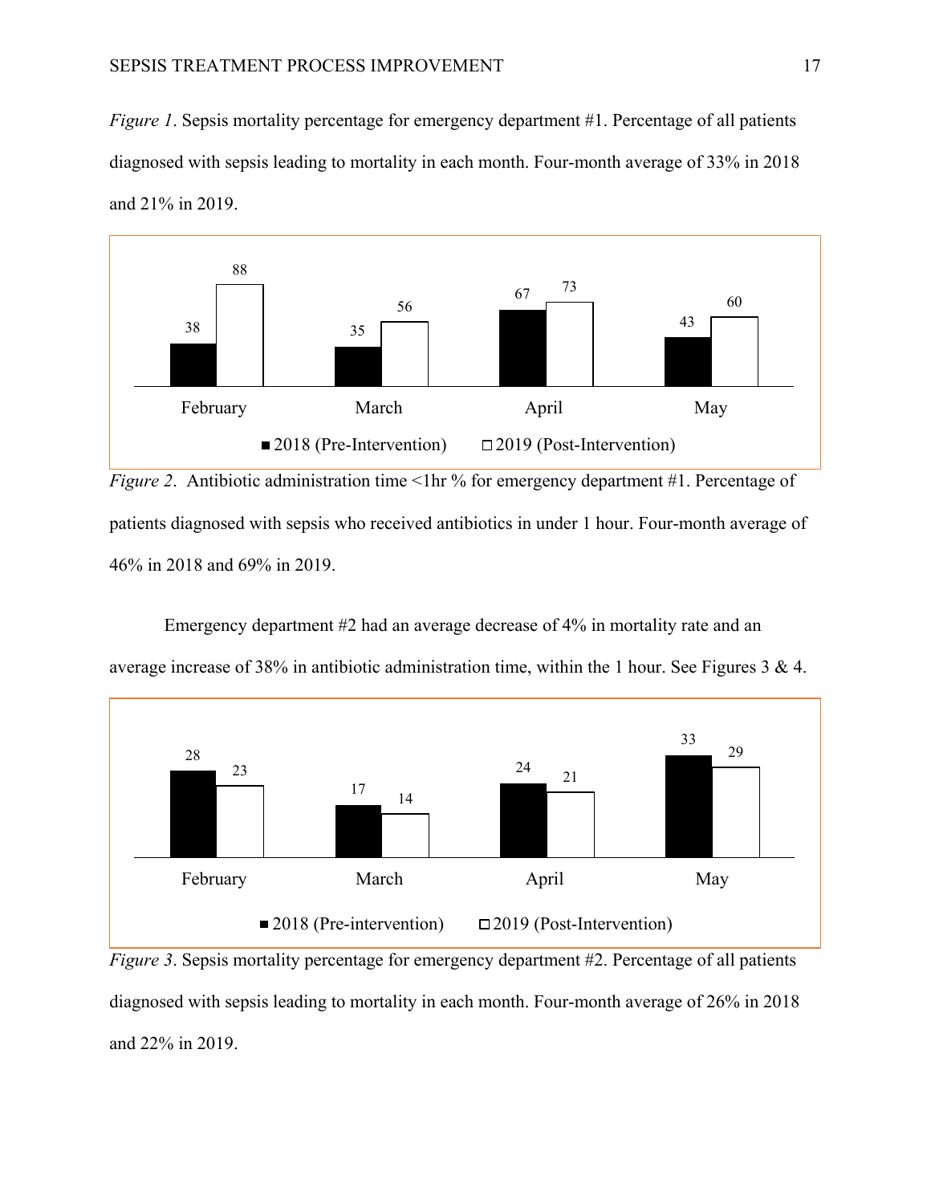*Figure 1*. Sepsis mortality percentage for emergency department #1. Percentage of all patients diagnosed with sepsis leading to mortality in each month. Four-month average of 33% in 2018 and 21% in 2019.

| | February | March | April | May |
|---|---|---|---|---|
| 2018 (Pre-Intervention) | 38 | 35 | 67 | 43 |
| 2019 (Post-Intervention) | 88 | 56 | 73 | 60 |

*Figure 2*. Antibiotic administration time <1hr % for emergency department #1. Percentage of patients diagnosed with sepsis who received antibiotics in under 1 hour. Four-month average of 46% in 2018 and 69% in 2019.

Emergency department #2 had an average decrease of 4% in mortality rate and an average increase of 38% in antibiotic administration time, within the 1 hour. See Figures 3 & 4.

| | February | March | April | May |
|---|---|---|---|---|
| 2018 (Pre-intervention) | 28 | 17 | 24 | 33 |
| 2019 (Post-Intervention) | 23 | 14 | 21 | 29 |

*Figure 3*. Sepsis mortality percentage for emergency department #2. Percentage of all patients diagnosed with sepsis leading to mortality in each month. Four-month average of 26% in 2018 and 22% in 2019.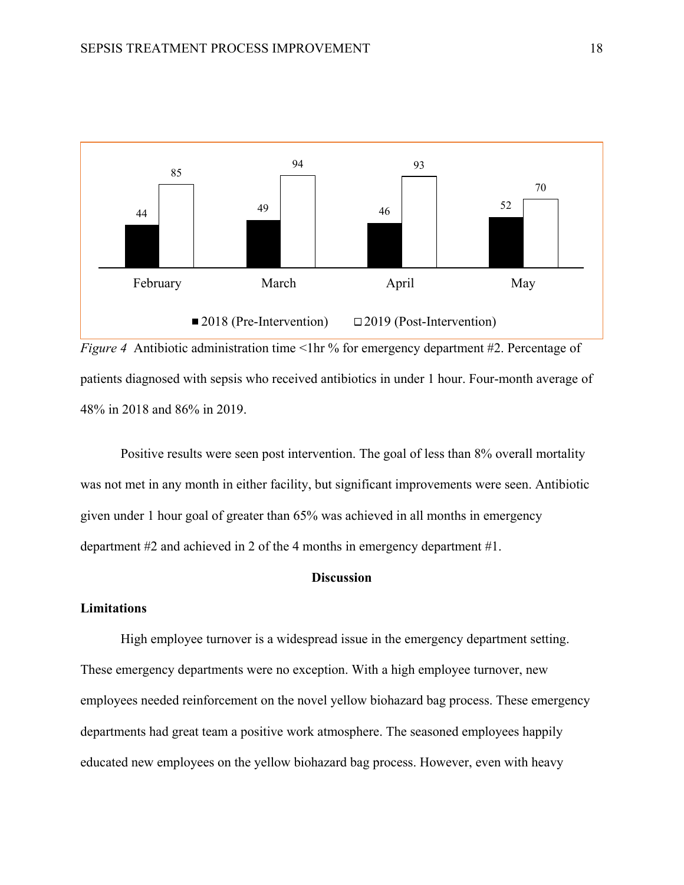| | February | March | April | May |
|---|---|---|---|---|
| 2018 (Pre-Intervention) | 44 | 49 | 46 | 52 |
| 2019 (Post-Intervention) | 85 | 94 | 93 | 70 |

*Figure 4* Antibiotic administration time <1hr % for emergency department #2. Percentage of patients diagnosed with sepsis who received antibiotics in under 1 hour. Four-month average of 48% in 2018 and 86% in 2019.

Positive results were seen post intervention. The goal of less than 8% overall mortality was not met in any month in either facility, but significant improvements were seen. Antibiotic given under 1 hour goal of greater than 65% was achieved in all months in emergency department #2 and achieved in 2 of the 4 months in emergency department #1.

## Discussion

### Limitations

High employee turnover is a widespread issue in the emergency department setting. These emergency departments were no exception. With a high employee turnover, new employees needed reinforcement on the novel yellow biohazard bag process. These emergency departments had great team a positive work atmosphere. The seasoned employees happily educated new employees on the yellow biohazard bag process. However, even with heavy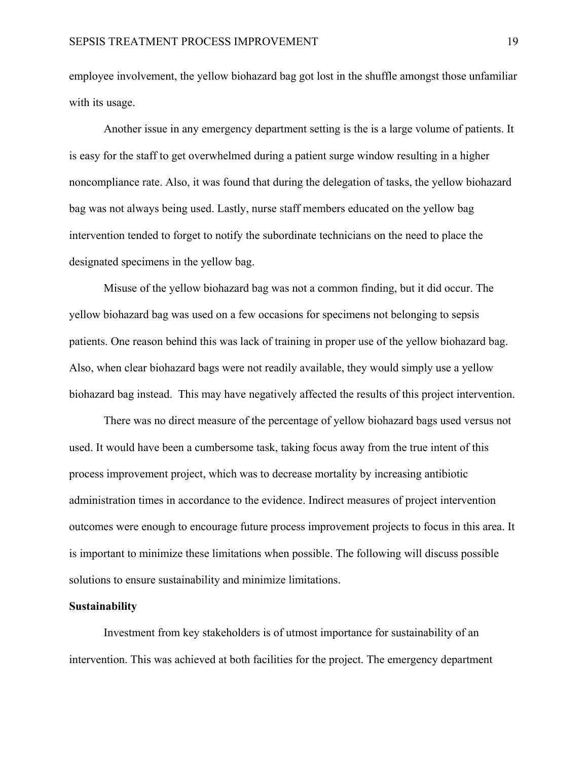employee involvement, the yellow biohazard bag got lost in the shuffle amongst those unfamiliar with its usage.

Another issue in any emergency department setting is the is a large volume of patients. It is easy for the staff to get overwhelmed during a patient surge window resulting in a higher noncompliance rate. Also, it was found that during the delegation of tasks, the yellow biohazard bag was not always being used. Lastly, nurse staff members educated on the yellow bag intervention tended to forget to notify the subordinate technicians on the need to place the designated specimens in the yellow bag.

Misuse of the yellow biohazard bag was not a common finding, but it did occur. The yellow biohazard bag was used on a few occasions for specimens not belonging to sepsis patients. One reason behind this was lack of training in proper use of the yellow biohazard bag. Also, when clear biohazard bags were not readily available, they would simply use a yellow biohazard bag instead. This may have negatively affected the results of this project intervention.

There was no direct measure of the percentage of yellow biohazard bags used versus not used. It would have been a cumbersome task, taking focus away from the true intent of this process improvement project, which was to decrease mortality by increasing antibiotic administration times in accordance to the evidence. Indirect measures of project intervention outcomes were enough to encourage future process improvement projects to focus in this area. It is important to minimize these limitations when possible. The following will discuss possible solutions to ensure sustainability and minimize limitations.

**Sustainability**

Investment from key stakeholders is of utmost importance for sustainability of an intervention. This was achieved at both facilities for the project. The emergency department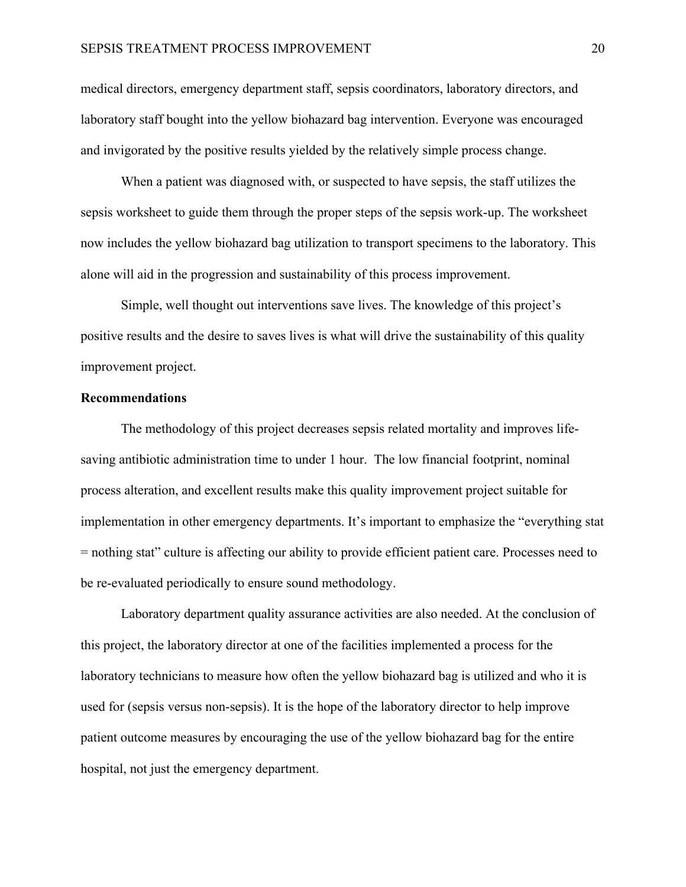medical directors, emergency department staff, sepsis coordinators, laboratory directors, and laboratory staff bought into the yellow biohazard bag intervention. Everyone was encouraged and invigorated by the positive results yielded by the relatively simple process change.

When a patient was diagnosed with, or suspected to have sepsis, the staff utilizes the sepsis worksheet to guide them through the proper steps of the sepsis work-up. The worksheet now includes the yellow biohazard bag utilization to transport specimens to the laboratory. This alone will aid in the progression and sustainability of this process improvement.

Simple, well thought out interventions save lives. The knowledge of this project's positive results and the desire to saves lives is what will drive the sustainability of this quality improvement project.

**Recommendations**

The methodology of this project decreases sepsis related mortality and improves life-saving antibiotic administration time to under 1 hour. The low financial footprint, nominal process alteration, and excellent results make this quality improvement project suitable for implementation in other emergency departments. It's important to emphasize the "everything stat = nothing stat" culture is affecting our ability to provide efficient patient care. Processes need to be re-evaluated periodically to ensure sound methodology.

Laboratory department quality assurance activities are also needed. At the conclusion of this project, the laboratory director at one of the facilities implemented a process for the laboratory technicians to measure how often the yellow biohazard bag is utilized and who it is used for (sepsis versus non-sepsis). It is the hope of the laboratory director to help improve patient outcome measures by encouraging the use of the yellow biohazard bag for the entire hospital, not just the emergency department.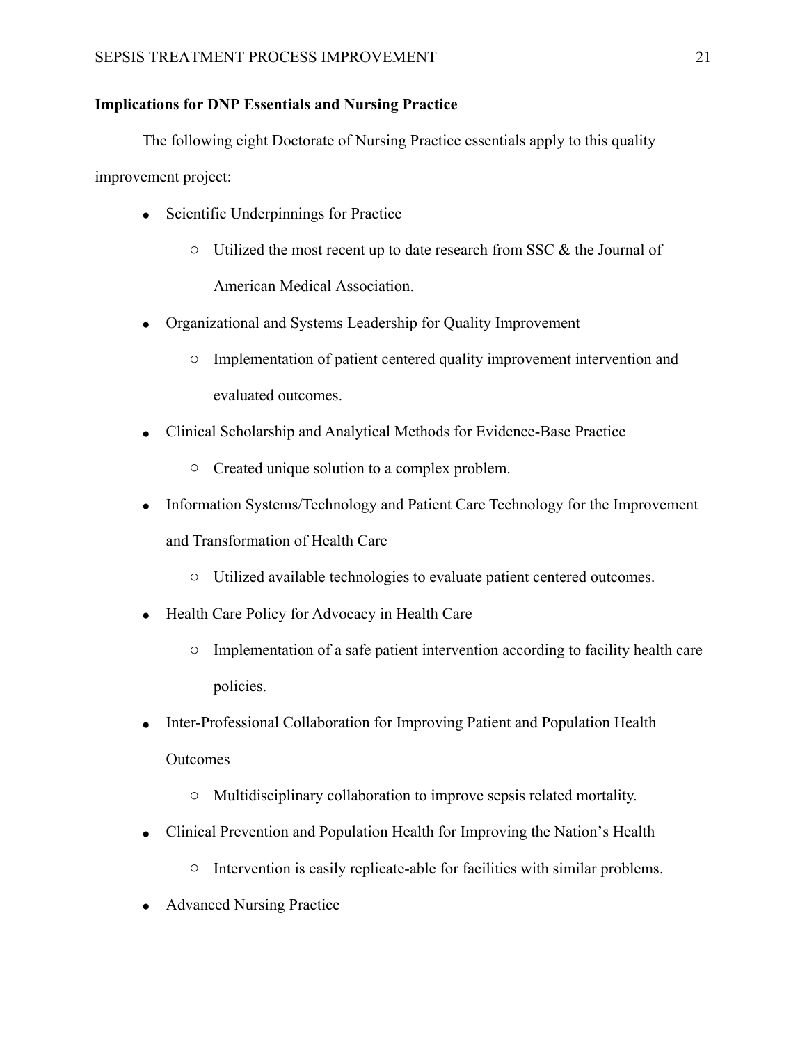**Implications for DNP Essentials and Nursing Practice**

The following eight Doctorate of Nursing Practice essentials apply to this quality improvement project:

- Scientific Underpinnings for Practice
    - Utilized the most recent up to date research from SSC & the Journal of American Medical Association.
- Organizational and Systems Leadership for Quality Improvement
    - Implementation of patient centered quality improvement intervention and evaluated outcomes.
- Clinical Scholarship and Analytical Methods for Evidence-Base Practice
    - Created unique solution to a complex problem.
- Information Systems/Technology and Patient Care Technology for the Improvement and Transformation of Health Care
    - Utilized available technologies to evaluate patient centered outcomes.
- Health Care Policy for Advocacy in Health Care
    - Implementation of a safe patient intervention according to facility health care policies.
- Inter-Professional Collaboration for Improving Patient and Population Health Outcomes
    - Multidisciplinary collaboration to improve sepsis related mortality.
- Clinical Prevention and Population Health for Improving the Nation's Health
    - Intervention is easily replicate-able for facilities with similar problems.
- Advanced Nursing Practice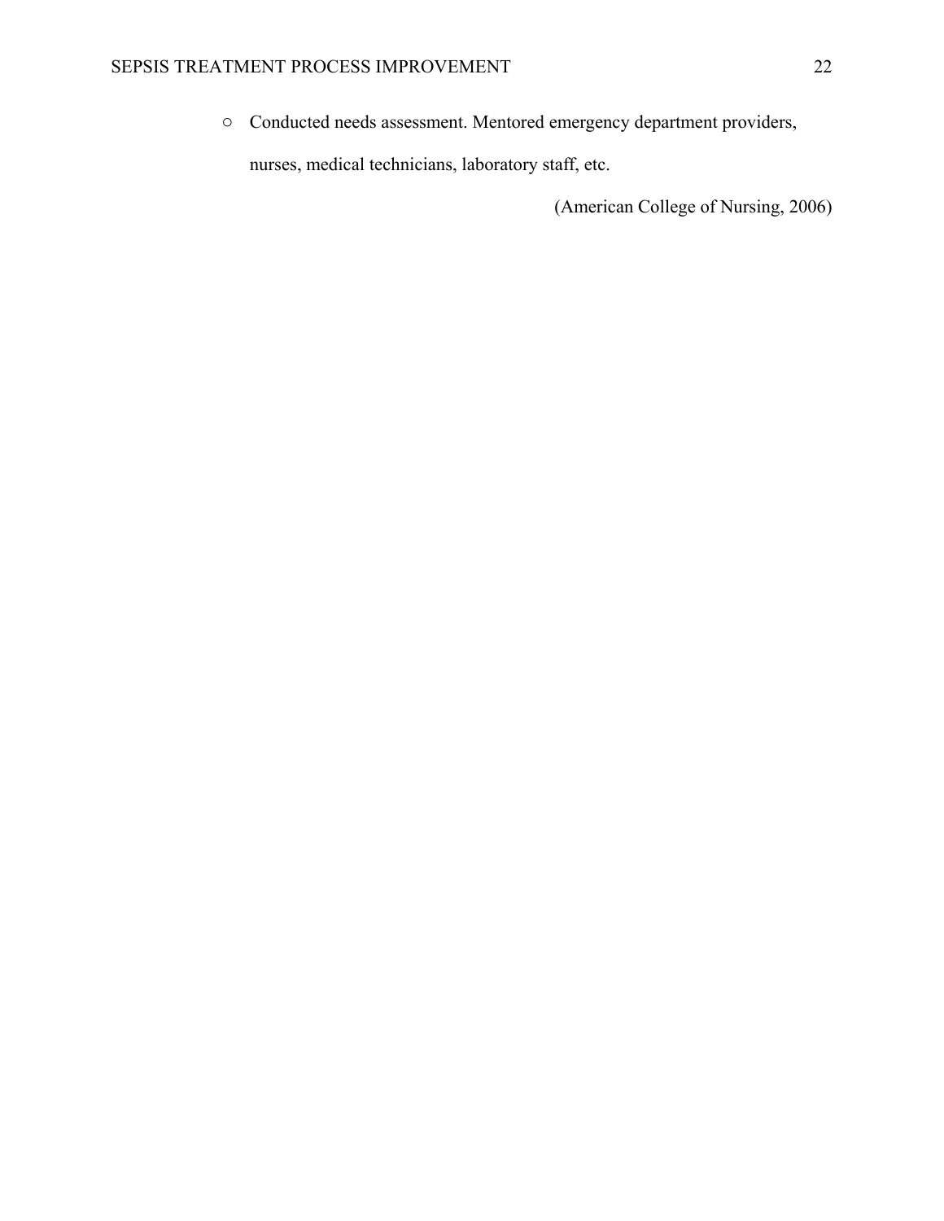- Conducted needs assessment. Mentored emergency department providers, nurses, medical technicians, laboratory staff, etc.

(American College of Nursing, 2006)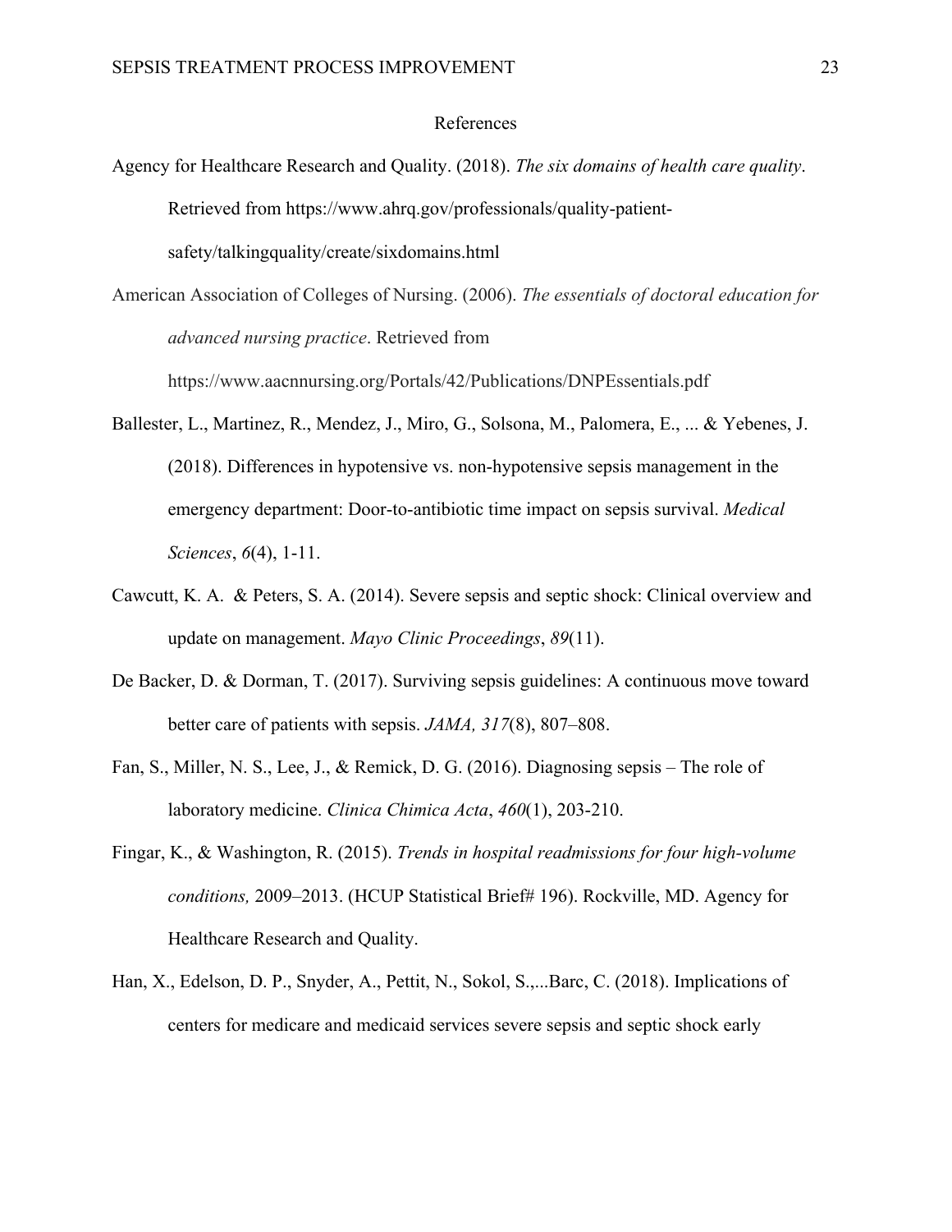# References

Agency for Healthcare Research and Quality. (2018). *The six domains of health care quality*. Retrieved from https://www.ahrq.gov/professionals/quality-patient-safety/talkingquality/create/sixdomains.html

American Association of Colleges of Nursing. (2006). *The essentials of doctoral education for advanced nursing practice*. Retrieved from https://www.aacnnursing.org/Portals/42/Publications/DNPEssentials.pdf

Ballester, L., Martinez, R., Mendez, J., Miro, G., Solsona, M., Palomera, E., ... & Yebenes, J. (2018). Differences in hypotensive vs. non-hypotensive sepsis management in the emergency department: Door-to-antibiotic time impact on sepsis survival. *Medical Sciences*, *6*(4), 1-11.

Cawcutt, K. A. & Peters, S. A. (2014). Severe sepsis and septic shock: Clinical overview and update on management. *Mayo Clinic Proceedings*, *89*(11).

De Backer, D. & Dorman, T. (2017). Surviving sepsis guidelines: A continuous move toward better care of patients with sepsis. *JAMA, 317*(8), 807–808.

Fan, S., Miller, N. S., Lee, J., & Remick, D. G. (2016). Diagnosing sepsis – The role of laboratory medicine. *Clinica Chimica Acta*, *460*(1), 203-210.

Fingar, K., & Washington, R. (2015). *Trends in hospital readmissions for four high-volume conditions,* 2009–2013. (HCUP Statistical Brief# 196). Rockville, MD. Agency for Healthcare Research and Quality.

Han, X., Edelson, D. P., Snyder, A., Pettit, N., Sokol, S.,...Barc, C. (2018). Implications of centers for medicare and medicaid services severe sepsis and septic shock early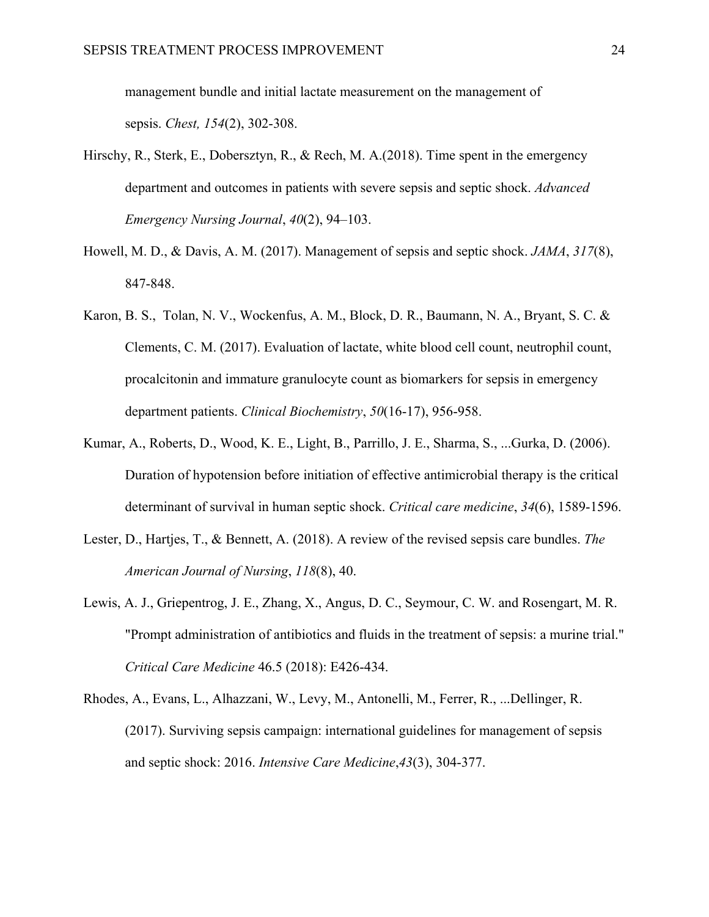management bundle and initial lactate measurement on the management of sepsis. *Chest, 154*(2), 302-308.

Hirschy, R., Sterk, E., Dobersztyn, R., & Rech, M. A.(2018). Time spent in the emergency department and outcomes in patients with severe sepsis and septic shock. *Advanced Emergency Nursing Journal*, *40*(2), 94–103.

Howell, M. D., & Davis, A. M. (2017). Management of sepsis and septic shock. *JAMA*, *317*(8), 847-848.

Karon, B. S., Tolan, N. V., Wockenfus, A. M., Block, D. R., Baumann, N. A., Bryant, S. C. & Clements, C. M. (2017). Evaluation of lactate, white blood cell count, neutrophil count, procalcitonin and immature granulocyte count as biomarkers for sepsis in emergency department patients. *Clinical Biochemistry*, *50*(16-17), 956-958.

Kumar, A., Roberts, D., Wood, K. E., Light, B., Parrillo, J. E., Sharma, S., ...Gurka, D. (2006). Duration of hypotension before initiation of effective antimicrobial therapy is the critical determinant of survival in human septic shock. *Critical care medicine*, *34*(6), 1589-1596.

Lester, D., Hartjes, T., & Bennett, A. (2018). A review of the revised sepsis care bundles. *The American Journal of Nursing*, *118*(8), 40.

Lewis, A. J., Griepentrog, J. E., Zhang, X., Angus, D. C., Seymour, C. W. and Rosengart, M. R. "Prompt administration of antibiotics and fluids in the treatment of sepsis: a murine trial." *Critical Care Medicine* 46.5 (2018): E426-434.

Rhodes, A., Evans, L., Alhazzani, W., Levy, M., Antonelli, M., Ferrer, R., ...Dellinger, R. (2017). Surviving sepsis campaign: international guidelines for management of sepsis and septic shock: 2016. *Intensive Care Medicine*,*43*(3), 304-377.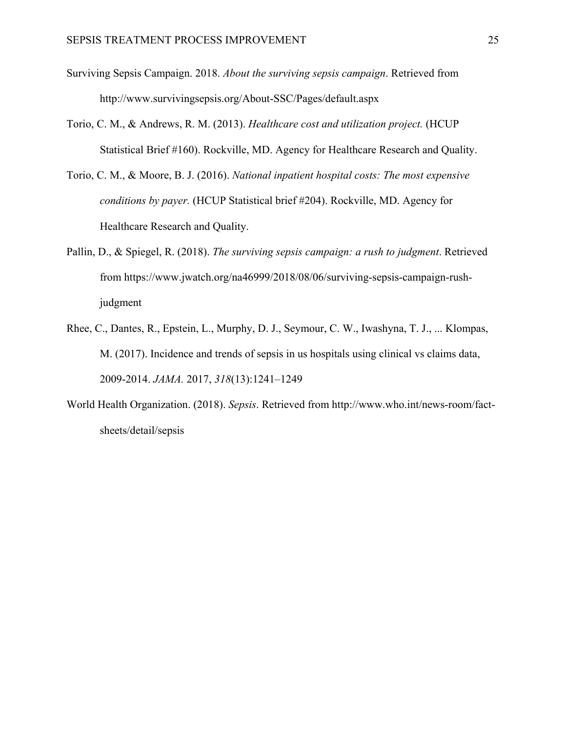Surviving Sepsis Campaign. 2018. *About the surviving sepsis campaign*. Retrieved from http://www.survivingsepsis.org/About-SSC/Pages/default.aspx

Torio, C. M., & Andrews, R. M. (2013). *Healthcare cost and utilization project.* (HCUP Statistical Brief #160). Rockville, MD. Agency for Healthcare Research and Quality.

Torio, C. M., & Moore, B. J. (2016). *National inpatient hospital costs: The most expensive conditions by payer.* (HCUP Statistical brief #204). Rockville, MD. Agency for Healthcare Research and Quality.

Pallin, D., & Spiegel, R. (2018). *The surviving sepsis campaign: a rush to judgment*. Retrieved from https://www.jwatch.org/na46999/2018/08/06/surviving-sepsis-campaign-rush-judgment

Rhee, C., Dantes, R., Epstein, L., Murphy, D. J., Seymour, C. W., Iwashyna, T. J., ... Klompas, M. (2017). Incidence and trends of sepsis in us hospitals using clinical vs claims data, 2009-2014. *JAMA.* 2017, *318*(13):1241–1249

World Health Organization. (2018). *Sepsis*. Retrieved from http://www.who.int/news-room/fact-sheets/detail/sepsis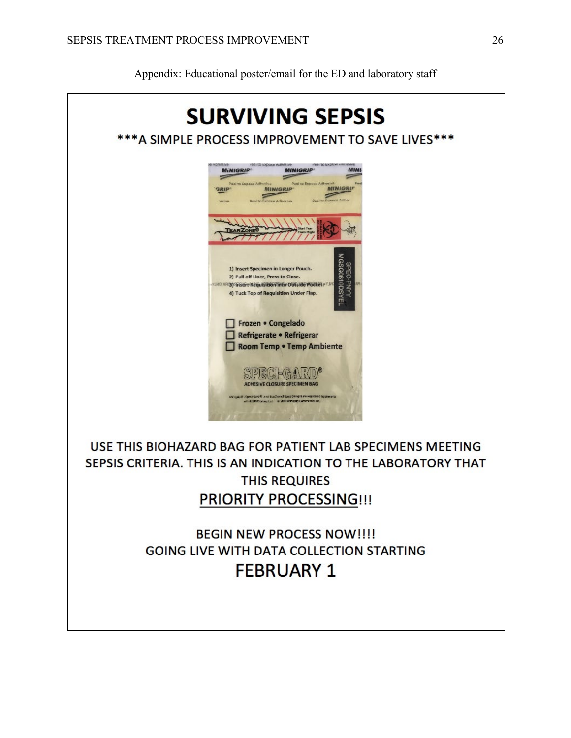Appendix: Educational poster/email for the ED and laboratory staff

# SURVIVING SEPSIS

***A SIMPLE PROCESS IMPROVEMENT TO SAVE LIVES***

USE THIS BIOHAZARD BAG FOR PATIENT LAB SPECIMENS MEETING SEPSIS CRITERIA. THIS IS AN INDICATION TO THE LABORATORY THAT THIS REQUIRES

PRIORITY PROCESSING!!!

BEGIN NEW PROCESS NOW!!!!

GOING LIVE WITH DATA COLLECTION STARTING

**FEBRUARY 1**